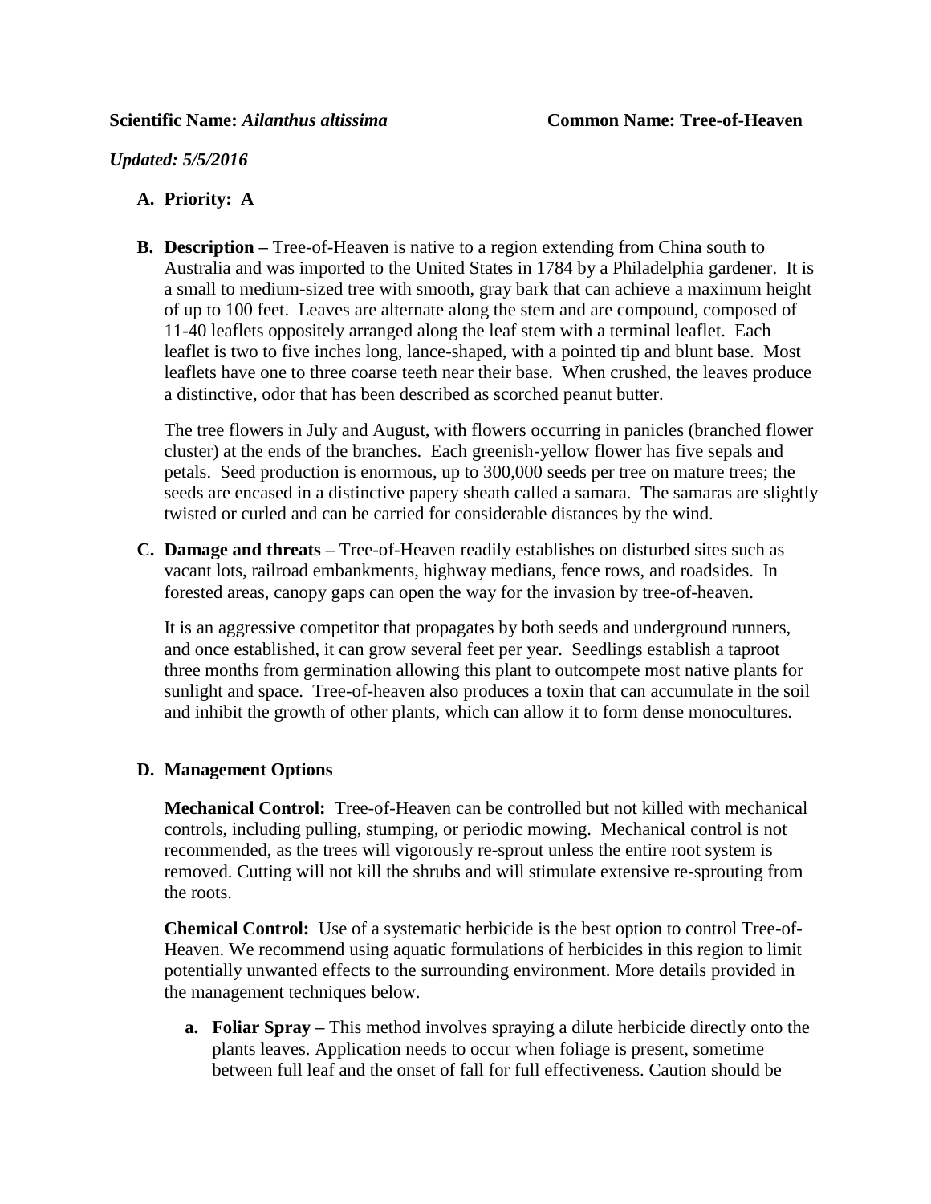**Scientific Name:** ***Ailanthus altissima*** **Common Name: Tree-of-Heaven**

***Updated: 5/5/2016***

**A. Priority: A**

**B. Description –** Tree-of-Heaven is native to a region extending from China south to Australia and was imported to the United States in 1784 by a Philadelphia gardener. It is a small to medium-sized tree with smooth, gray bark that can achieve a maximum height of up to 100 feet. Leaves are alternate along the stem and are compound, composed of 11-40 leaflets oppositely arranged along the leaf stem with a terminal leaflet. Each leaflet is two to five inches long, lance-shaped, with a pointed tip and blunt base. Most leaflets have one to three coarse teeth near their base. When crushed, the leaves produce a distinctive, odor that has been described as scorched peanut butter.

The tree flowers in July and August, with flowers occurring in panicles (branched flower cluster) at the ends of the branches. Each greenish-yellow flower has five sepals and petals. Seed production is enormous, up to 300,000 seeds per tree on mature trees; the seeds are encased in a distinctive papery sheath called a samara. The samaras are slightly twisted or curled and can be carried for considerable distances by the wind.

**C. Damage and threats –** Tree-of-Heaven readily establishes on disturbed sites such as vacant lots, railroad embankments, highway medians, fence rows, and roadsides. In forested areas, canopy gaps can open the way for the invasion by tree-of-heaven.

It is an aggressive competitor that propagates by both seeds and underground runners, and once established, it can grow several feet per year. Seedlings establish a taproot three months from germination allowing this plant to outcompete most native plants for sunlight and space. Tree-of-heaven also produces a toxin that can accumulate in the soil and inhibit the growth of other plants, which can allow it to form dense monocultures.

**D. Management Options**

**Mechanical Control:** Tree-of-Heaven can be controlled but not killed with mechanical controls, including pulling, stumping, or periodic mowing. Mechanical control is not recommended, as the trees will vigorously re-sprout unless the entire root system is removed. Cutting will not kill the shrubs and will stimulate extensive re-sprouting from the roots.

**Chemical Control:** Use of a systematic herbicide is the best option to control Tree-of-Heaven. We recommend using aquatic formulations of herbicides in this region to limit potentially unwanted effects to the surrounding environment. More details provided in the management techniques below.

**a. Foliar Spray –** This method involves spraying a dilute herbicide directly onto the plants leaves. Application needs to occur when foliage is present, sometime between full leaf and the onset of fall for full effectiveness. Caution should be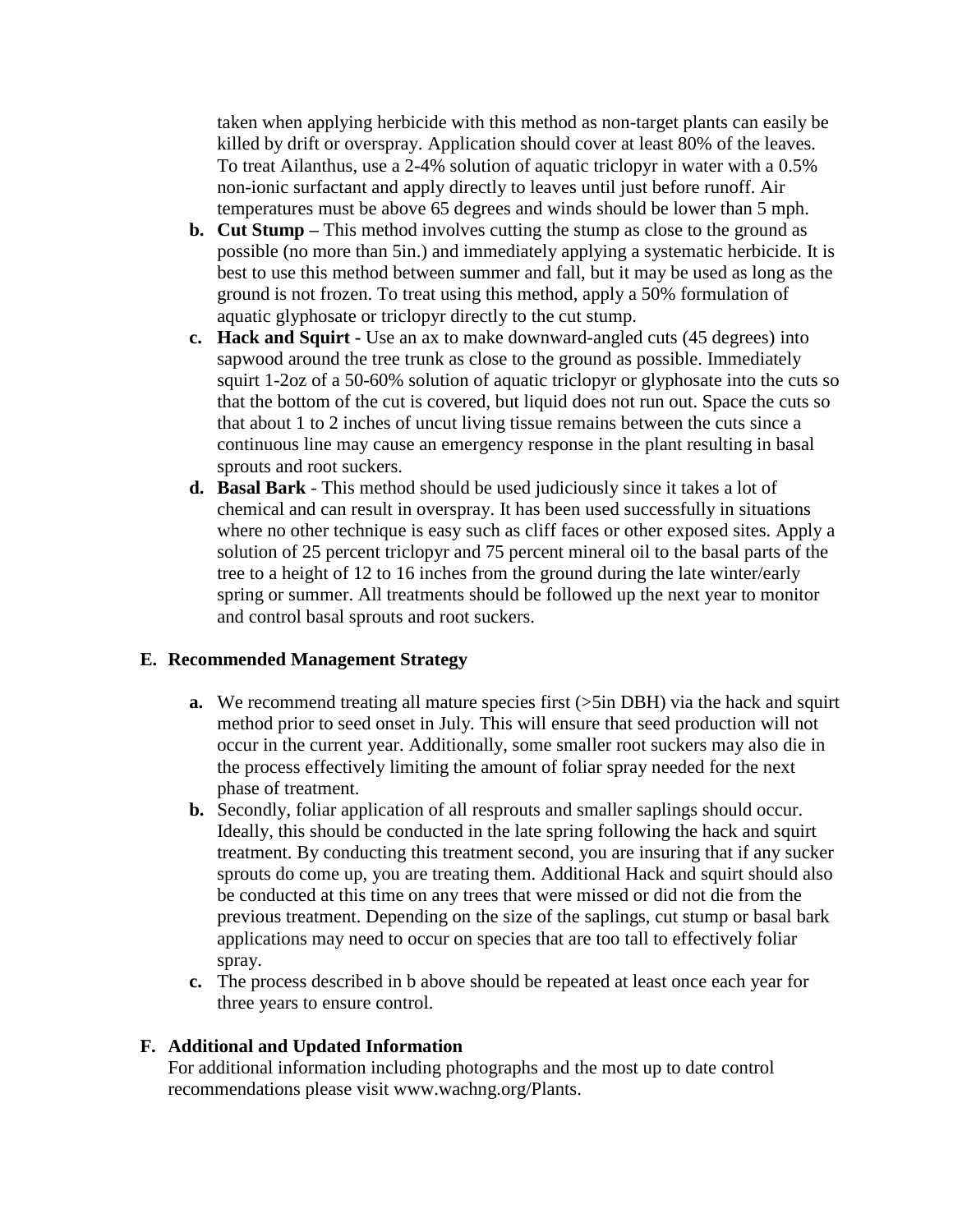taken when applying herbicide with this method as non-target plants can easily be killed by drift or overspray. Application should cover at least 80% of the leaves. To treat Ailanthus, use a 2-4% solution of aquatic triclopyr in water with a 0.5% non-ionic surfactant and apply directly to leaves until just before runoff. Air temperatures must be above 65 degrees and winds should be lower than 5 mph.

b. **Cut Stump** – This method involves cutting the stump as close to the ground as possible (no more than 5in.) and immediately applying a systematic herbicide. It is best to use this method between summer and fall, but it may be used as long as the ground is not frozen. To treat using this method, apply a 50% formulation of aquatic glyphosate or triclopyr directly to the cut stump.

c. **Hack and Squirt** - Use an ax to make downward-angled cuts (45 degrees) into sapwood around the tree trunk as close to the ground as possible. Immediately squirt 1-2oz of a 50-60% solution of aquatic triclopyr or glyphosate into the cuts so that the bottom of the cut is covered, but liquid does not run out. Space the cuts so that about 1 to 2 inches of uncut living tissue remains between the cuts since a continuous line may cause an emergency response in the plant resulting in basal sprouts and root suckers.

d. **Basal Bark** - This method should be used judiciously since it takes a lot of chemical and can result in overspray. It has been used successfully in situations where no other technique is easy such as cliff faces or other exposed sites. Apply a solution of 25 percent triclopyr and 75 percent mineral oil to the basal parts of the tree to a height of 12 to 16 inches from the ground during the late winter/early spring or summer. All treatments should be followed up the next year to monitor and control basal sprouts and root suckers.

## E. Recommended Management Strategy

a. We recommend treating all mature species first (>5in DBH) via the hack and squirt method prior to seed onset in July. This will ensure that seed production will not occur in the current year. Additionally, some smaller root suckers may also die in the process effectively limiting the amount of foliar spray needed for the next phase of treatment.

b. Secondly, foliar application of all resprouts and smaller saplings should occur. Ideally, this should be conducted in the late spring following the hack and squirt treatment. By conducting this treatment second, you are insuring that if any sucker sprouts do come up, you are treating them. Additional Hack and squirt should also be conducted at this time on any trees that were missed or did not die from the previous treatment. Depending on the size of the saplings, cut stump or basal bark applications may need to occur on species that are too tall to effectively foliar spray.

c. The process described in b above should be repeated at least once each year for three years to ensure control.

## F. Additional and Updated Information

For additional information including photographs and the most up to date control recommendations please visit www.wachng.org/Plants.